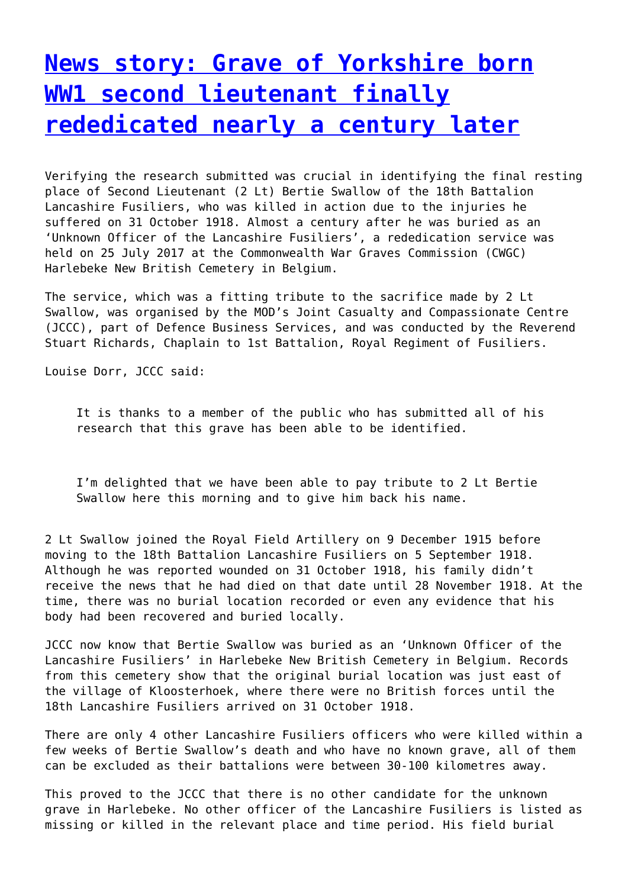# [News story: Grave of Yorkshire born WW1 second lieutenant finally rededicated nearly a century later]

Verifying the research submitted was crucial in identifying the final resting place of Second Lieutenant (2 Lt) Bertie Swallow of the 18th Battalion Lancashire Fusiliers, who was killed in action due to the injuries he suffered on 31 October 1918. Almost a century after he was buried as an 'Unknown Officer of the Lancashire Fusiliers', a rededication service was held on 25 July 2017 at the Commonwealth War Graves Commission (CWGC) Harlebeke New British Cemetery in Belgium.

The service, which was a fitting tribute to the sacrifice made by 2 Lt Swallow, was organised by the MOD's Joint Casualty and Compassionate Centre (JCCC), part of Defence Business Services, and was conducted by the Reverend Stuart Richards, Chaplain to 1st Battalion, Royal Regiment of Fusiliers.

Louise Dorr, JCCC said:

> It is thanks to a member of the public who has submitted all of his research that this grave has been able to be identified.
>
> I'm delighted that we have been able to pay tribute to 2 Lt Bertie Swallow here this morning and to give him back his name.

2 Lt Swallow joined the Royal Field Artillery on 9 December 1915 before moving to the 18th Battalion Lancashire Fusiliers on 5 September 1918. Although he was reported wounded on 31 October 1918, his family didn't receive the news that he had died on that date until 28 November 1918. At the time, there was no burial location recorded or even any evidence that his body had been recovered and buried locally.

JCCC now know that Bertie Swallow was buried as an 'Unknown Officer of the Lancashire Fusiliers' in Harlebeke New British Cemetery in Belgium. Records from this cemetery show that the original burial location was just east of the village of Kloosterhoek, where there were no British forces until the 18th Lancashire Fusiliers arrived on 31 October 1918.

There are only 4 other Lancashire Fusiliers officers who were killed within a few weeks of Bertie Swallow's death and who have no known grave, all of them can be excluded as their battalions were between 30-100 kilometres away.

This proved to the JCCC that there is no other candidate for the unknown grave in Harlebeke. No other officer of the Lancashire Fusiliers is listed as missing or killed in the relevant place and time period. His field burial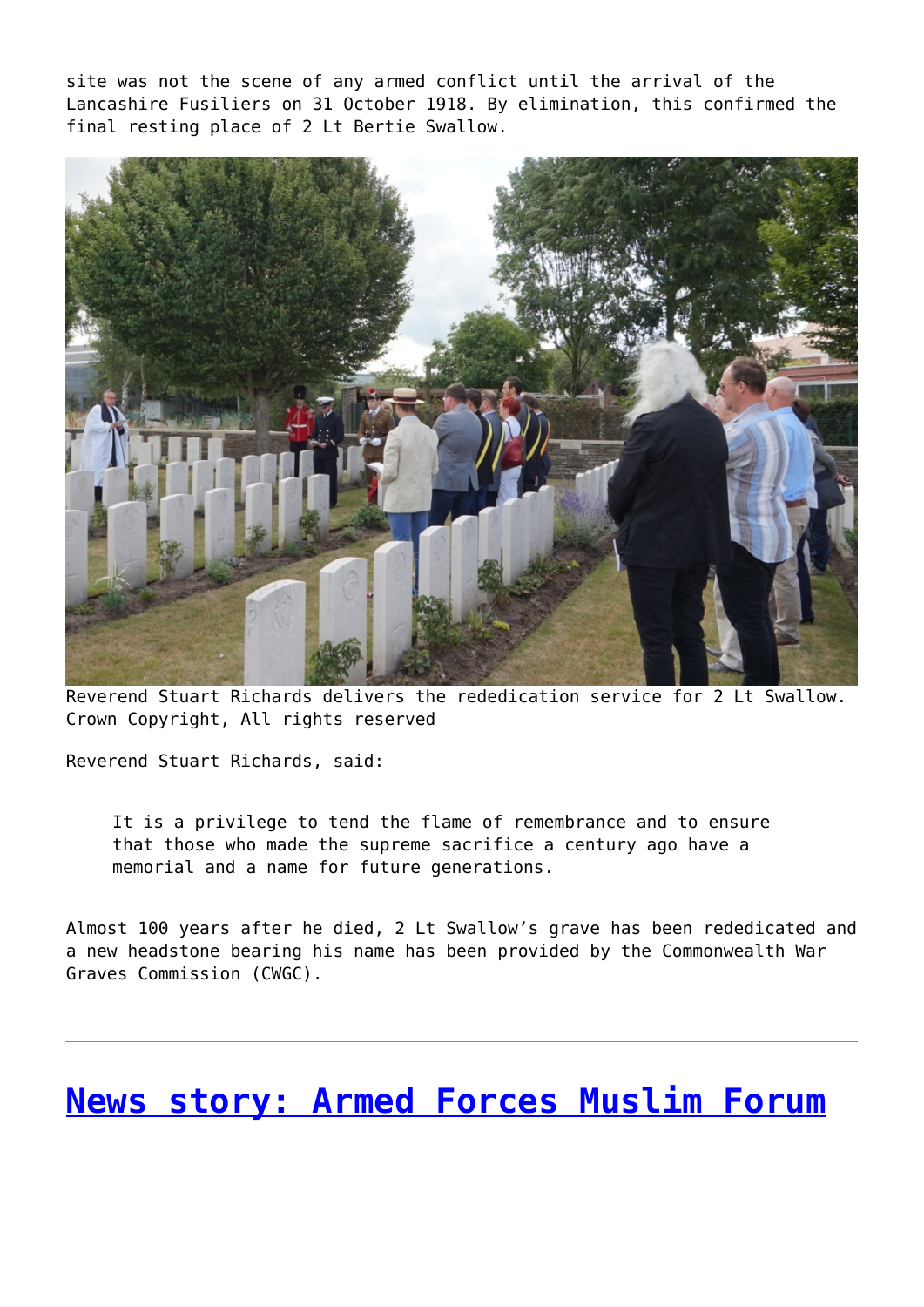site was not the scene of any armed conflict until the arrival of the Lancashire Fusiliers on 31 October 1918. By elimination, this confirmed the final resting place of 2 Lt Bertie Swallow.

Reverend Stuart Richards delivers the rededication service for 2 Lt Swallow. Crown Copyright, All rights reserved

Reverend Stuart Richards, said:

> It is a privilege to tend the flame of remembrance and to ensure that those who made the supreme sacrifice a century ago have a memorial and a name for future generations.

Almost 100 years after he died, 2 Lt Swallow's grave has been rededicated and a new headstone bearing his name has been provided by the Commonwealth War Graves Commission (CWGC).

---

## News story: Armed Forces Muslim Forum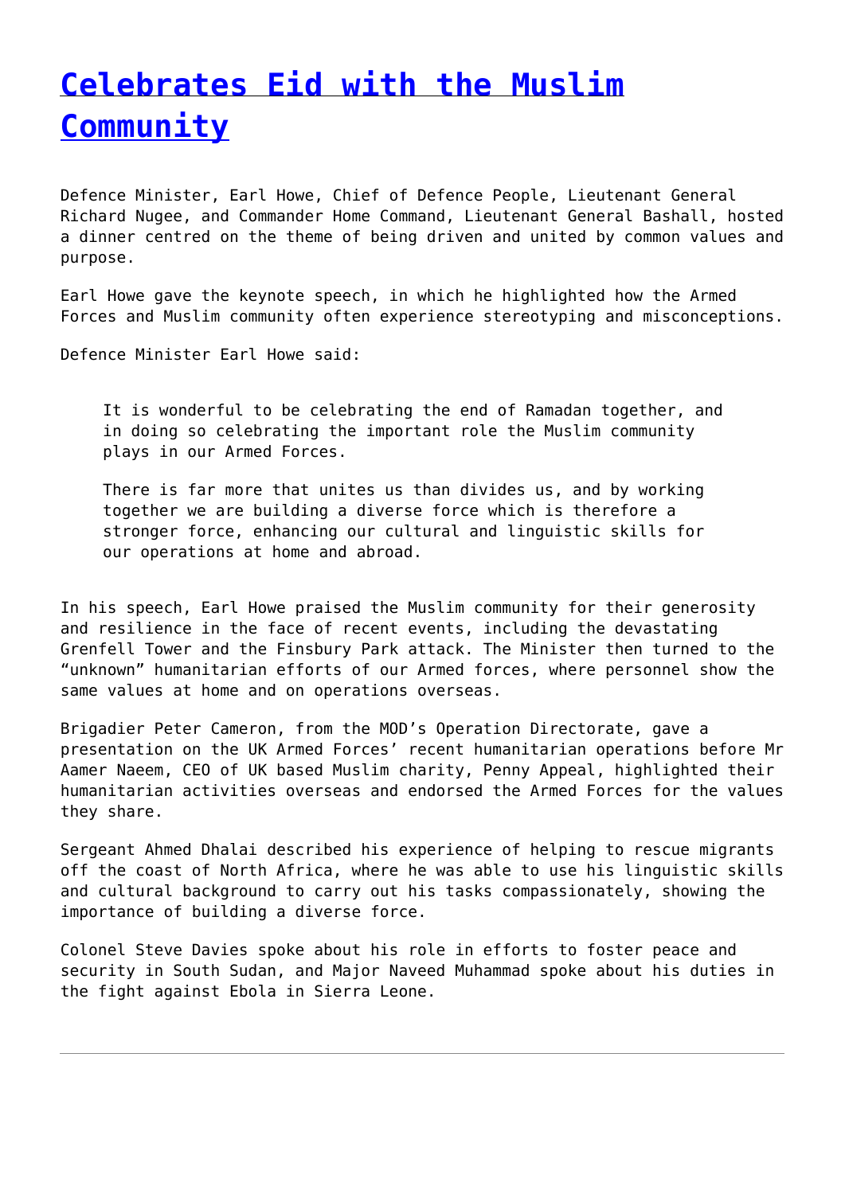# [Celebrates Eid with the Muslim Community]()

Defence Minister, Earl Howe, Chief of Defence People, Lieutenant General Richard Nugee, and Commander Home Command, Lieutenant General Bashall, hosted a dinner centred on the theme of being driven and united by common values and purpose.

Earl Howe gave the keynote speech, in which he highlighted how the Armed Forces and Muslim community often experience stereotyping and misconceptions.

Defence Minister Earl Howe said:

> It is wonderful to be celebrating the end of Ramadan together, and in doing so celebrating the important role the Muslim community plays in our Armed Forces.
>
> There is far more that unites us than divides us, and by working together we are building a diverse force which is therefore a stronger force, enhancing our cultural and linguistic skills for our operations at home and abroad.

In his speech, Earl Howe praised the Muslim community for their generosity and resilience in the face of recent events, including the devastating Grenfell Tower and the Finsbury Park attack. The Minister then turned to the "unknown" humanitarian efforts of our Armed forces, where personnel show the same values at home and on operations overseas.

Brigadier Peter Cameron, from the MOD's Operation Directorate, gave a presentation on the UK Armed Forces' recent humanitarian operations before Mr Aamer Naeem, CEO of UK based Muslim charity, Penny Appeal, highlighted their humanitarian activities overseas and endorsed the Armed Forces for the values they share.

Sergeant Ahmed Dhalai described his experience of helping to rescue migrants off the coast of North Africa, where he was able to use his linguistic skills and cultural background to carry out his tasks compassionately, showing the importance of building a diverse force.

Colonel Steve Davies spoke about his role in efforts to foster peace and security in South Sudan, and Major Naveed Muhammad spoke about his duties in the fight against Ebola in Sierra Leone.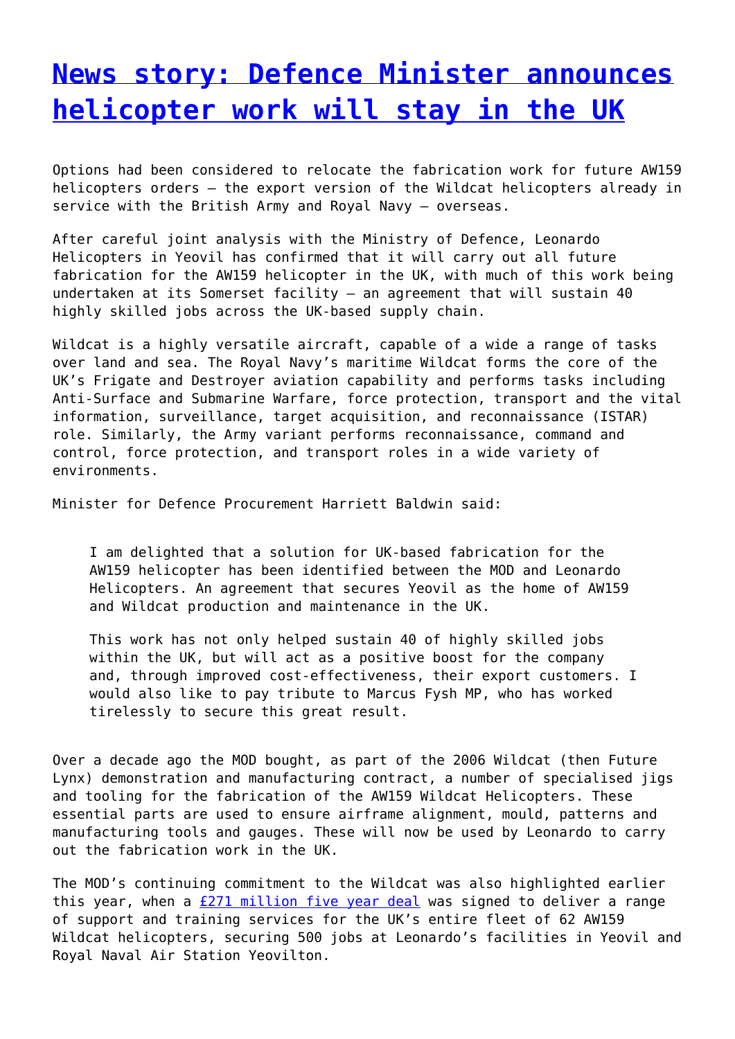# [News story: Defence Minister announces helicopter work will stay in the UK]()

Options had been considered to relocate the fabrication work for future AW159 helicopters orders – the export version of the Wildcat helicopters already in service with the British Army and Royal Navy – overseas.

After careful joint analysis with the Ministry of Defence, Leonardo Helicopters in Yeovil has confirmed that it will carry out all future fabrication for the AW159 helicopter in the UK, with much of this work being undertaken at its Somerset facility – an agreement that will sustain 40 highly skilled jobs across the UK-based supply chain.

Wildcat is a highly versatile aircraft, capable of a wide a range of tasks over land and sea. The Royal Navy's maritime Wildcat forms the core of the UK's Frigate and Destroyer aviation capability and performs tasks including Anti-Surface and Submarine Warfare, force protection, transport and the vital information, surveillance, target acquisition, and reconnaissance (ISTAR) role. Similarly, the Army variant performs reconnaissance, command and control, force protection, and transport roles in a wide variety of environments.

Minister for Defence Procurement Harriett Baldwin said:

> I am delighted that a solution for UK-based fabrication for the AW159 helicopter has been identified between the MOD and Leonardo Helicopters. An agreement that secures Yeovil as the home of AW159 and Wildcat production and maintenance in the UK.
>
> This work has not only helped sustain 40 of highly skilled jobs within the UK, but will act as a positive boost for the company and, through improved cost-effectiveness, their export customers. I would also like to pay tribute to Marcus Fysh MP, who has worked tirelessly to secure this great result.

Over a decade ago the MOD bought, as part of the 2006 Wildcat (then Future Lynx) demonstration and manufacturing contract, a number of specialised jigs and tooling for the fabrication of the AW159 Wildcat Helicopters. These essential parts are used to ensure airframe alignment, mould, patterns and manufacturing tools and gauges. These will now be used by Leonardo to carry out the fabrication work in the UK.

The MOD's continuing commitment to the Wildcat was also highlighted earlier this year, when a [£271 million five year deal]() was signed to deliver a range of support and training services for the UK's entire fleet of 62 AW159 Wildcat helicopters, securing 500 jobs at Leonardo's facilities in Yeovil and Royal Naval Air Station Yeovilton.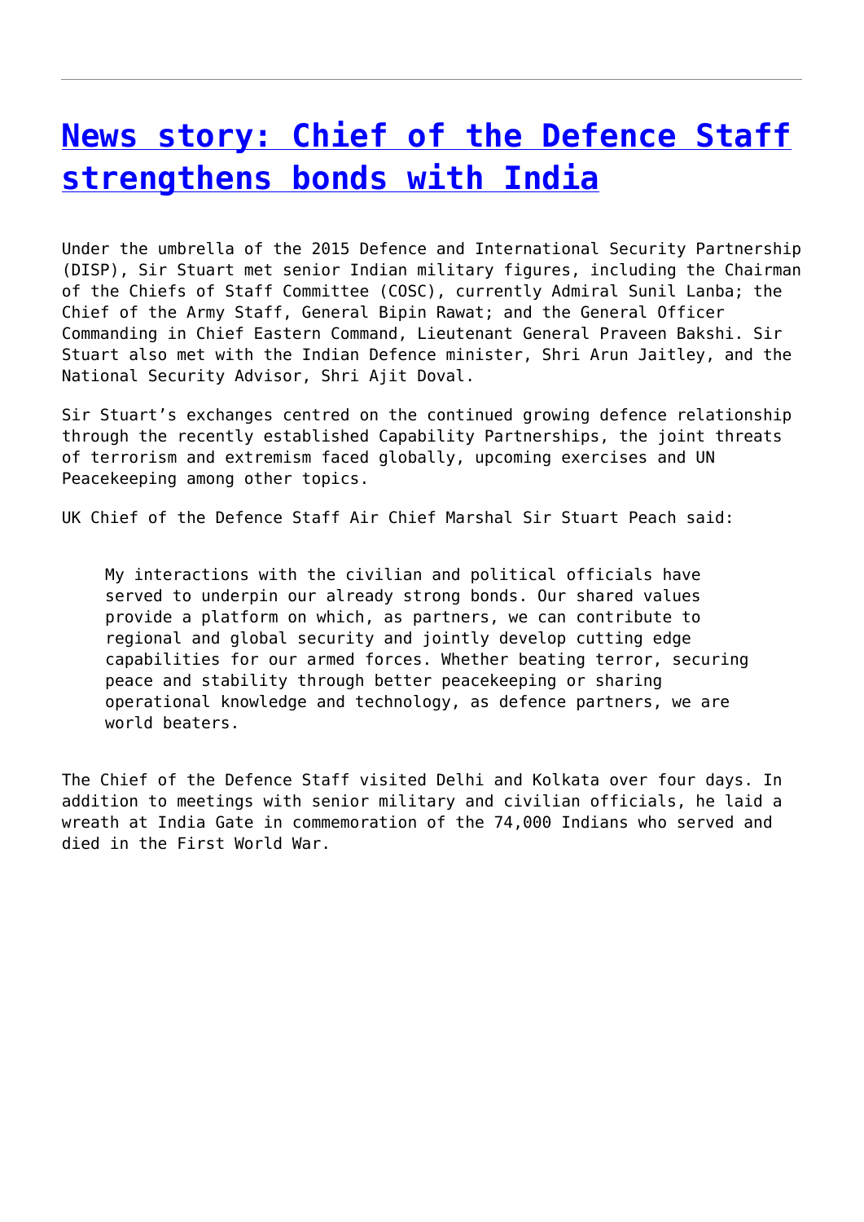## [News story: Chief of the Defence Staff strengthens bonds with India]()

Under the umbrella of the 2015 Defence and International Security Partnership (DISP), Sir Stuart met senior Indian military figures, including the Chairman of the Chiefs of Staff Committee (COSC), currently Admiral Sunil Lanba; the Chief of the Army Staff, General Bipin Rawat; and the General Officer Commanding in Chief Eastern Command, Lieutenant General Praveen Bakshi. Sir Stuart also met with the Indian Defence minister, Shri Arun Jaitley, and the National Security Advisor, Shri Ajit Doval.

Sir Stuart's exchanges centred on the continued growing defence relationship through the recently established Capability Partnerships, the joint threats of terrorism and extremism faced globally, upcoming exercises and UN Peacekeeping among other topics.

UK Chief of the Defence Staff Air Chief Marshal Sir Stuart Peach said:

> My interactions with the civilian and political officials have served to underpin our already strong bonds. Our shared values provide a platform on which, as partners, we can contribute to regional and global security and jointly develop cutting edge capabilities for our armed forces. Whether beating terror, securing peace and stability through better peacekeeping or sharing operational knowledge and technology, as defence partners, we are world beaters.

The Chief of the Defence Staff visited Delhi and Kolkata over four days. In addition to meetings with senior military and civilian officials, he laid a wreath at India Gate in commemoration of the 74,000 Indians who served and died in the First World War.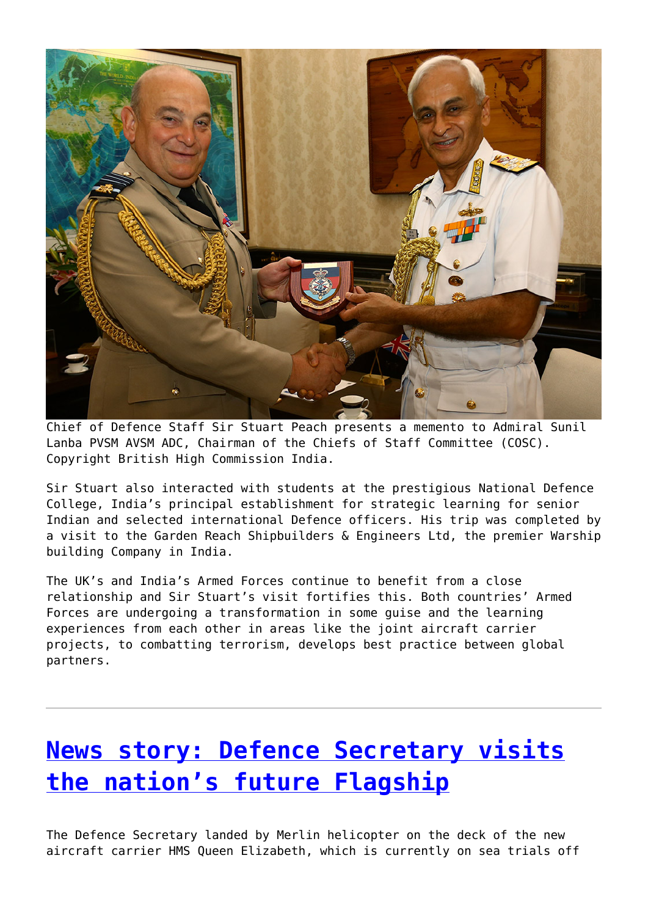Chief of Defence Staff Sir Stuart Peach presents a memento to Admiral Sunil Lanba PVSM AVSM ADC, Chairman of the Chiefs of Staff Committee (COSC). Copyright British High Commission India.

Sir Stuart also interacted with students at the prestigious National Defence College, India's principal establishment for strategic learning for senior Indian and selected international Defence officers. His trip was completed by a visit to the Garden Reach Shipbuilders & Engineers Ltd, the premier Warship building Company in India.

The UK's and India's Armed Forces continue to benefit from a close relationship and Sir Stuart's visit fortifies this. Both countries' Armed Forces are undergoing a transformation in some guise and the learning experiences from each other in areas like the joint aircraft carrier projects, to combatting terrorism, develops best practice between global partners.

---

## News story: Defence Secretary visits the nation's future Flagship

The Defence Secretary landed by Merlin helicopter on the deck of the new aircraft carrier HMS Queen Elizabeth, which is currently on sea trials off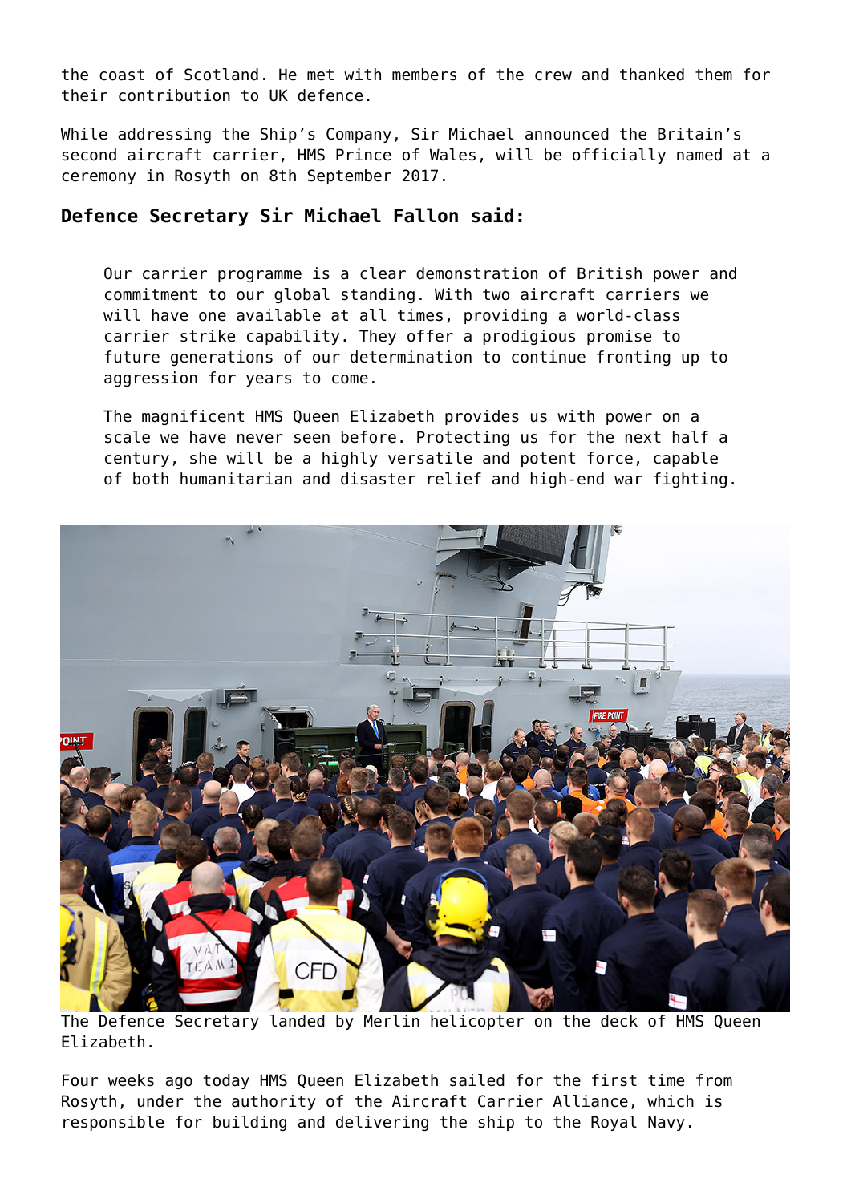the coast of Scotland. He met with members of the crew and thanked them for their contribution to UK defence.

While addressing the Ship's Company, Sir Michael announced the Britain's second aircraft carrier, HMS Prince of Wales, will be officially named at a ceremony in Rosyth on 8th September 2017.

### Defence Secretary Sir Michael Fallon said:

> Our carrier programme is a clear demonstration of British power and commitment to our global standing. With two aircraft carriers we will have one available at all times, providing a world-class carrier strike capability. They offer a prodigious promise to future generations of our determination to continue fronting up to aggression for years to come.
>
> The magnificent HMS Queen Elizabeth provides us with power on a scale we have never seen before. Protecting us for the next half a century, she will be a highly versatile and potent force, capable of both humanitarian and disaster relief and high-end war fighting.

The Defence Secretary landed by Merlin helicopter on the deck of HMS Queen Elizabeth.

Four weeks ago today HMS Queen Elizabeth sailed for the first time from Rosyth, under the authority of the Aircraft Carrier Alliance, which is responsible for building and delivering the ship to the Royal Navy.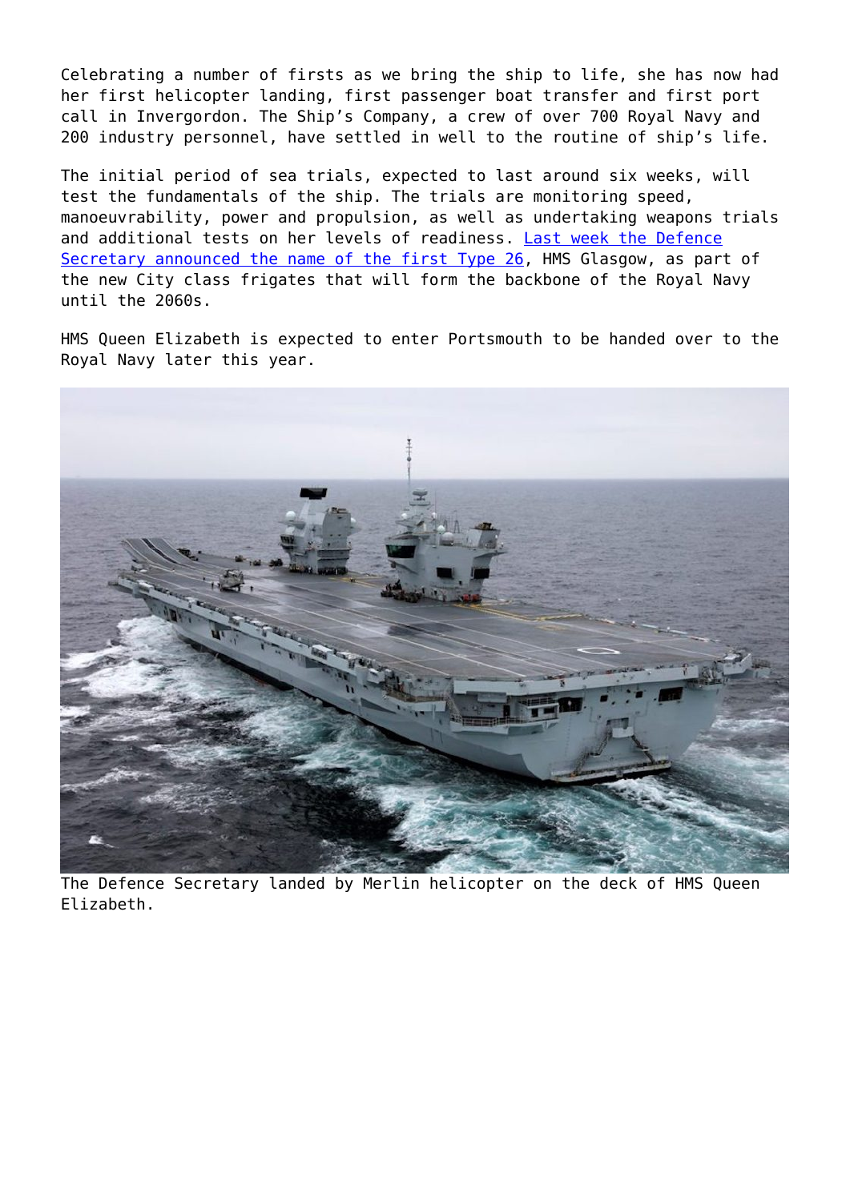Celebrating a number of firsts as we bring the ship to life, she has now had her first helicopter landing, first passenger boat transfer and first port call in Invergordon. The Ship's Company, a crew of over 700 Royal Navy and 200 industry personnel, have settled in well to the routine of ship's life.

The initial period of sea trials, expected to last around six weeks, will test the fundamentals of the ship. The trials are monitoring speed, manoeuvrability, power and propulsion, as well as undertaking weapons trials and additional tests on her levels of readiness. Last week the Defence Secretary announced the name of the first Type 26, HMS Glasgow, as part of the new City class frigates that will form the backbone of the Royal Navy until the 2060s.

HMS Queen Elizabeth is expected to enter Portsmouth to be handed over to the Royal Navy later this year.

The Defence Secretary landed by Merlin helicopter on the deck of HMS Queen Elizabeth.